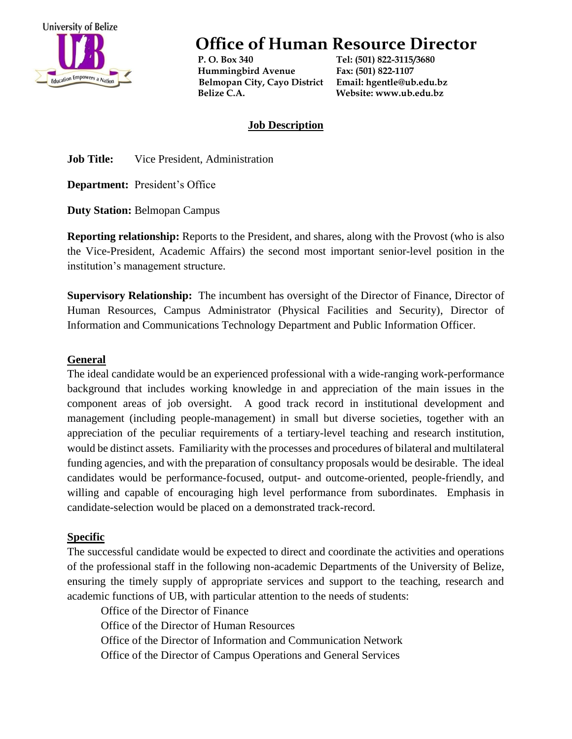University of Belize

Education Empowers a Nation

# Office of Human Resource Director

P. O. Box 340
Hummingbird Avenue
Belmopan City, Cayo District
Belize C.A.

Tel: (501) 822-3115/3680
Fax: (501) 822-1107
Email: hgentle@ub.edu.bz
Website: www.ub.edu.bz

## Job Description

**Job Title:** Vice President, Administration

**Department:** President's Office

**Duty Station:** Belmopan Campus

**Reporting relationship:** Reports to the President, and shares, along with the Provost (who is also the Vice-President, Academic Affairs) the second most important senior-level position in the institution's management structure.

**Supervisory Relationship:** The incumbent has oversight of the Director of Finance, Director of Human Resources, Campus Administrator (Physical Facilities and Security), Director of Information and Communications Technology Department and Public Information Officer.

### General

The ideal candidate would be an experienced professional with a wide-ranging work-performance background that includes working knowledge in and appreciation of the main issues in the component areas of job oversight. A good track record in institutional development and management (including people-management) in small but diverse societies, together with an appreciation of the peculiar requirements of a tertiary-level teaching and research institution, would be distinct assets. Familiarity with the processes and procedures of bilateral and multilateral funding agencies, and with the preparation of consultancy proposals would be desirable. The ideal candidates would be performance-focused, output- and outcome-oriented, people-friendly, and willing and capable of encouraging high level performance from subordinates. Emphasis in candidate-selection would be placed on a demonstrated track-record.

### Specific

The successful candidate would be expected to direct and coordinate the activities and operations of the professional staff in the following non-academic Departments of the University of Belize, ensuring the timely supply of appropriate services and support to the teaching, research and academic functions of UB, with particular attention to the needs of students:

- Office of the Director of Finance
- Office of the Director of Human Resources
- Office of the Director of Information and Communication Network
- Office of the Director of Campus Operations and General Services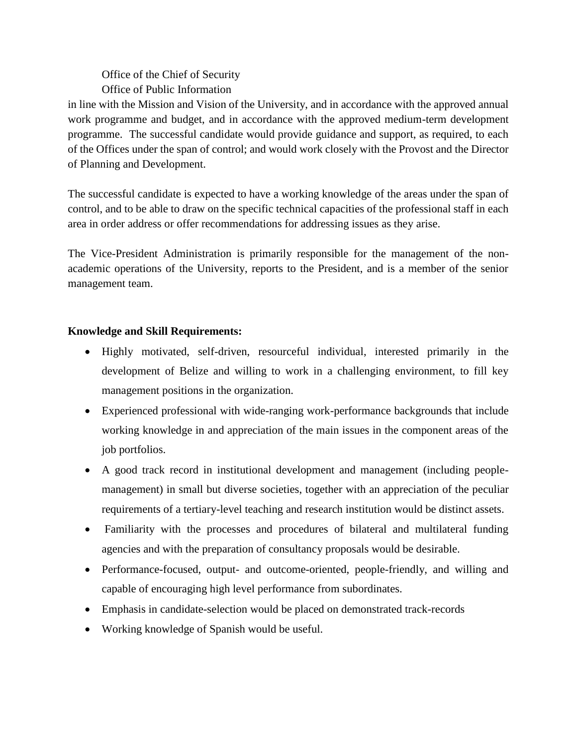Office of the Chief of Security
Office of Public Information

in line with the Mission and Vision of the University, and in accordance with the approved annual work programme and budget, and in accordance with the approved medium-term development programme. The successful candidate would provide guidance and support, as required, to each of the Offices under the span of control; and would work closely with the Provost and the Director of Planning and Development.

The successful candidate is expected to have a working knowledge of the areas under the span of control, and to be able to draw on the specific technical capacities of the professional staff in each area in order address or offer recommendations for addressing issues as they arise.

The Vice-President Administration is primarily responsible for the management of the non-academic operations of the University, reports to the President, and is a member of the senior management team.

**Knowledge and Skill Requirements:**

- Highly motivated, self-driven, resourceful individual, interested primarily in the development of Belize and willing to work in a challenging environment, to fill key management positions in the organization.
- Experienced professional with wide-ranging work-performance backgrounds that include working knowledge in and appreciation of the main issues in the component areas of the job portfolios.
- A good track record in institutional development and management (including people-management) in small but diverse societies, together with an appreciation of the peculiar requirements of a tertiary-level teaching and research institution would be distinct assets.
- Familiarity with the processes and procedures of bilateral and multilateral funding agencies and with the preparation of consultancy proposals would be desirable.
- Performance-focused, output- and outcome-oriented, people-friendly, and willing and capable of encouraging high level performance from subordinates.
- Emphasis in candidate-selection would be placed on demonstrated track-records
- Working knowledge of Spanish would be useful.